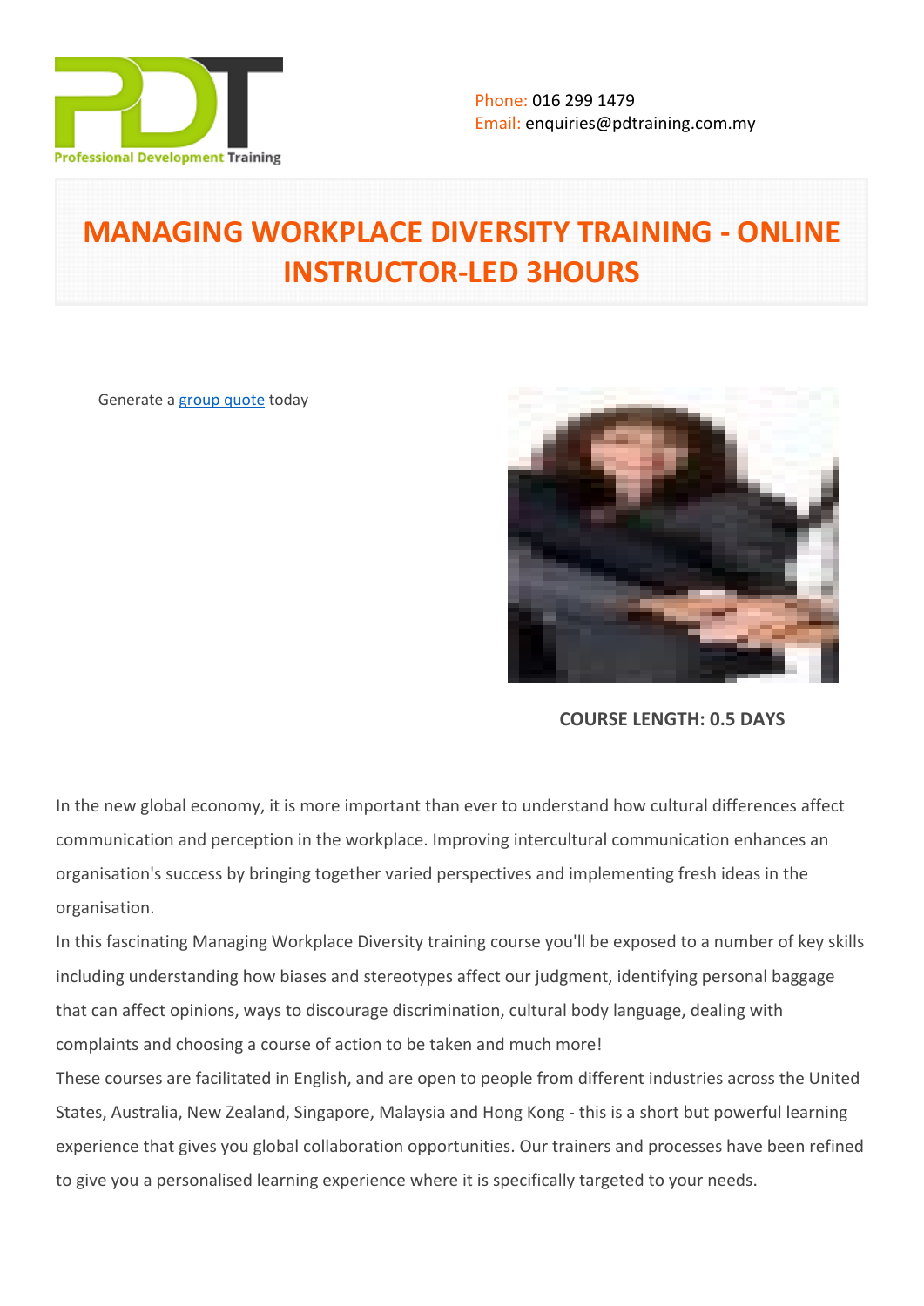Phone: 016 299 1479
Email: enquiries@pdtraining.com.my

# MANAGING WORKPLACE DIVERSITY TRAINING - ONLINE INSTRUCTOR-LED 3HOURS

Generate a group quote today

**COURSE LENGTH: 0.5 DAYS**

In the new global economy, it is more important than ever to understand how cultural differences affect communication and perception in the workplace. Improving intercultural communication enhances an organisation's success by bringing together varied perspectives and implementing fresh ideas in the organisation.

In this fascinating Managing Workplace Diversity training course you'll be exposed to a number of key skills including understanding how biases and stereotypes affect our judgment, identifying personal baggage that can affect opinions, ways to discourage discrimination, cultural body language, dealing with complaints and choosing a course of action to be taken and much more!

These courses are facilitated in English, and are open to people from different industries across the United States, Australia, New Zealand, Singapore, Malaysia and Hong Kong - this is a short but powerful learning experience that gives you global collaboration opportunities. Our trainers and processes have been refined to give you a personalised learning experience where it is specifically targeted to your needs.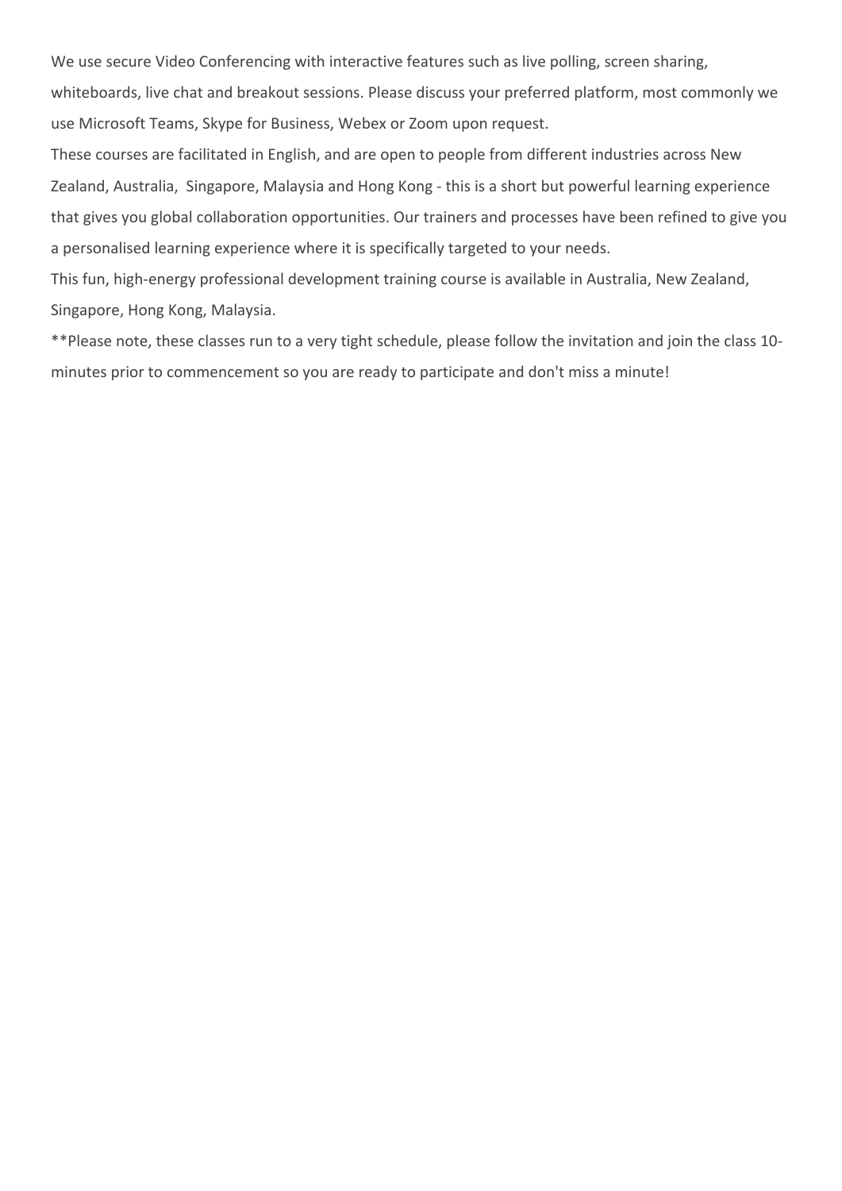We use secure Video Conferencing with interactive features such as live polling, screen sharing, whiteboards, live chat and breakout sessions. Please discuss your preferred platform, most commonly we use Microsoft Teams, Skype for Business, Webex or Zoom upon request.

These courses are facilitated in English, and are open to people from different industries across New Zealand, Australia,  Singapore, Malaysia and Hong Kong - this is a short but powerful learning experience that gives you global collaboration opportunities. Our trainers and processes have been refined to give you a personalised learning experience where it is specifically targeted to your needs.

This fun, high-energy professional development training course is available in Australia, New Zealand, Singapore, Hong Kong, Malaysia.

**Please note, these classes run to a very tight schedule, please follow the invitation and join the class 10-minutes prior to commencement so you are ready to participate and don't miss a minute!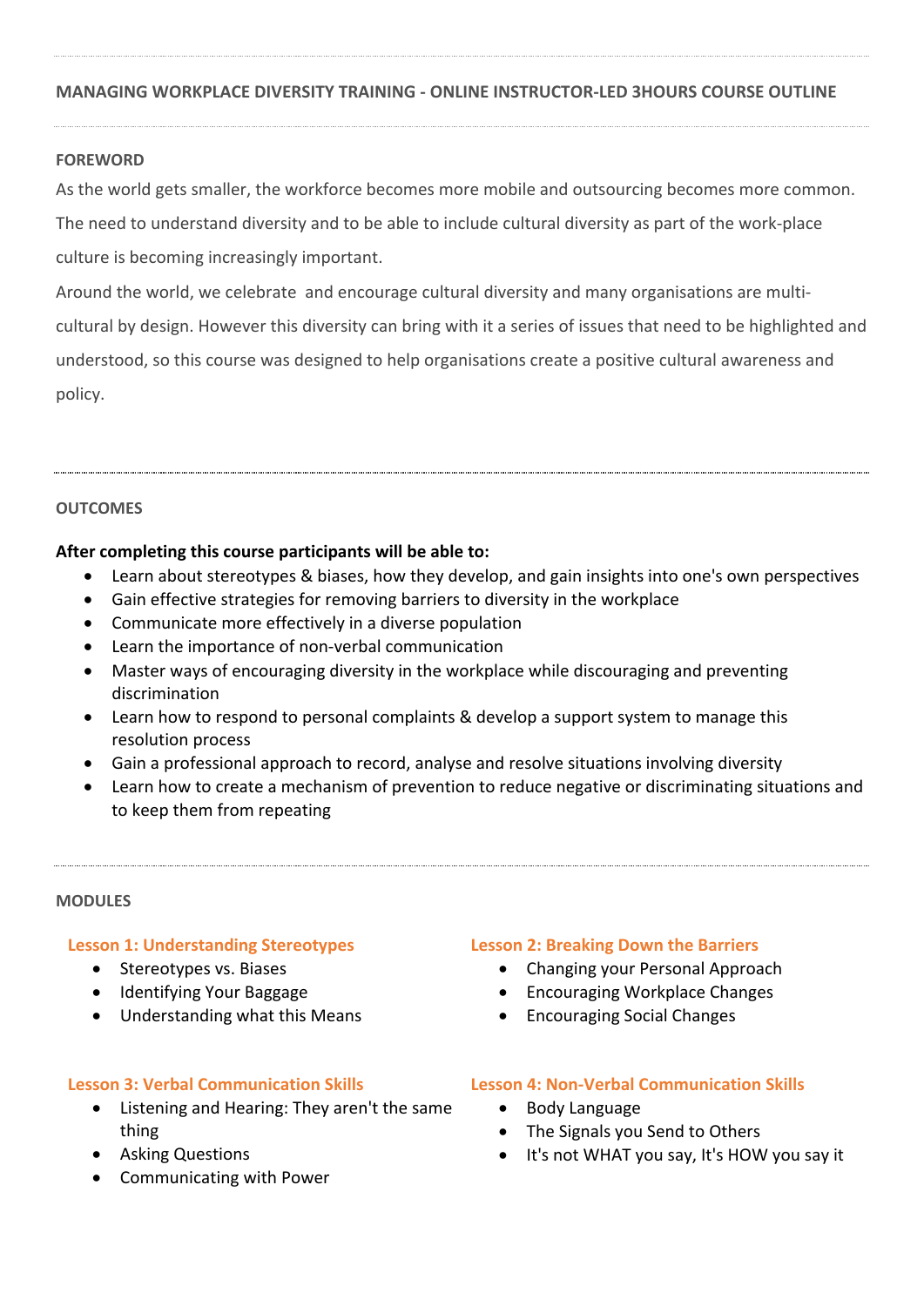## MANAGING WORKPLACE DIVERSITY TRAINING - ONLINE INSTRUCTOR-LED 3HOURS COURSE OUTLINE

### FOREWORD

As the world gets smaller, the workforce becomes more mobile and outsourcing becomes more common. The need to understand diversity and to be able to include cultural diversity as part of the work-place culture is becoming increasingly important.

Around the world, we celebrate and encourage cultural diversity and many organisations are multi-cultural by design. However this diversity can bring with it a series of issues that need to be highlighted and understood, so this course was designed to help organisations create a positive cultural awareness and policy.

### OUTCOMES

**After completing this course participants will be able to:**

- Learn about stereotypes & biases, how they develop, and gain insights into one's own perspectives
- Gain effective strategies for removing barriers to diversity in the workplace
- Communicate more effectively in a diverse population
- Learn the importance of non-verbal communication
- Master ways of encouraging diversity in the workplace while discouraging and preventing discrimination
- Learn how to respond to personal complaints & develop a support system to manage this resolution process
- Gain a professional approach to record, analyse and resolve situations involving diversity
- Learn how to create a mechanism of prevention to reduce negative or discriminating situations and to keep them from repeating

### MODULES

#### Lesson 1: Understanding Stereotypes

- Stereotypes vs. Biases
- Identifying Your Baggage
- Understanding what this Means

#### Lesson 2: Breaking Down the Barriers

- Changing your Personal Approach
- Encouraging Workplace Changes
- Encouraging Social Changes

#### Lesson 3: Verbal Communication Skills

- Listening and Hearing: They aren't the same thing
- Asking Questions
- Communicating with Power

#### Lesson 4: Non-Verbal Communication Skills

- Body Language
- The Signals you Send to Others
- It's not WHAT you say, It's HOW you say it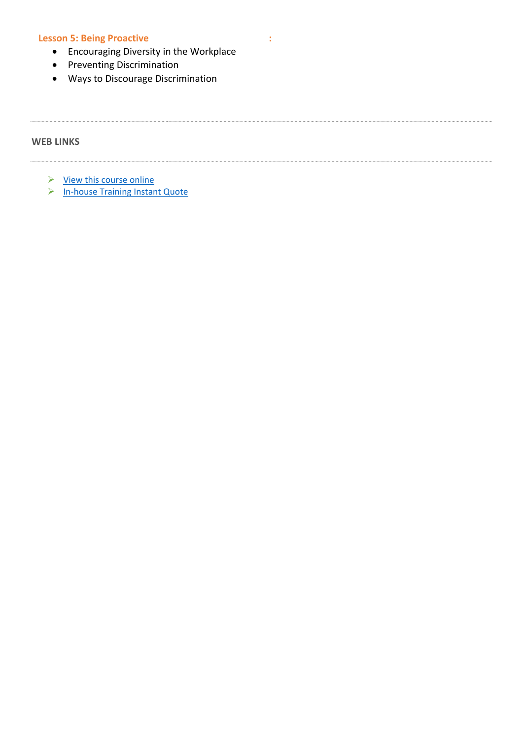**Lesson 5: Being Proactive** :

- Encouraging Diversity in the Workplace
- Preventing Discrimination
- Ways to Discourage Discrimination

---

## WEB LINKS

---

- View this course online
- In-house Training Instant Quote